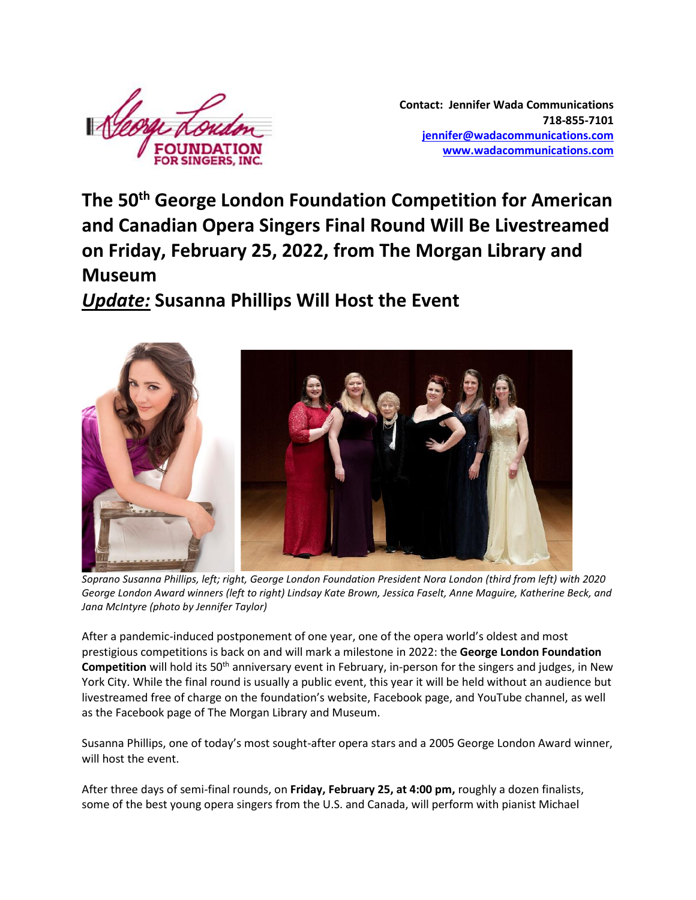George London FOUNDATION FOR SINGERS, INC.

**Contact: Jennifer Wada Communications**
**718-855-7101**
**jennifer@wadacommunications.com**
**www.wadacommunications.com**

# The 50th George London Foundation Competition for American and Canadian Opera Singers Final Round Will Be Livestreamed on Friday, February 25, 2022, from The Morgan Library and Museum

## ***Update:*** Susanna Phillips Will Host the Event

*Soprano Susanna Phillips, left; right, George London Foundation President Nora London (third from left) with 2020 George London Award winners (left to right) Lindsay Kate Brown, Jessica Faselt, Anne Maguire, Katherine Beck, and Jana McIntyre (photo by Jennifer Taylor)*

After a pandemic-induced postponement of one year, one of the opera world's oldest and most prestigious competitions is back on and will mark a milestone in 2022: the **George London Foundation Competition** will hold its 50th anniversary event in February, in-person for the singers and judges, in New York City. While the final round is usually a public event, this year it will be held without an audience but livestreamed free of charge on the foundation's website, Facebook page, and YouTube channel, as well as the Facebook page of The Morgan Library and Museum.

Susanna Phillips, one of today's most sought-after opera stars and a 2005 George London Award winner, will host the event.

After three days of semi-final rounds, on **Friday, February 25, at 4:00 pm,** roughly a dozen finalists, some of the best young opera singers from the U.S. and Canada, will perform with pianist Michael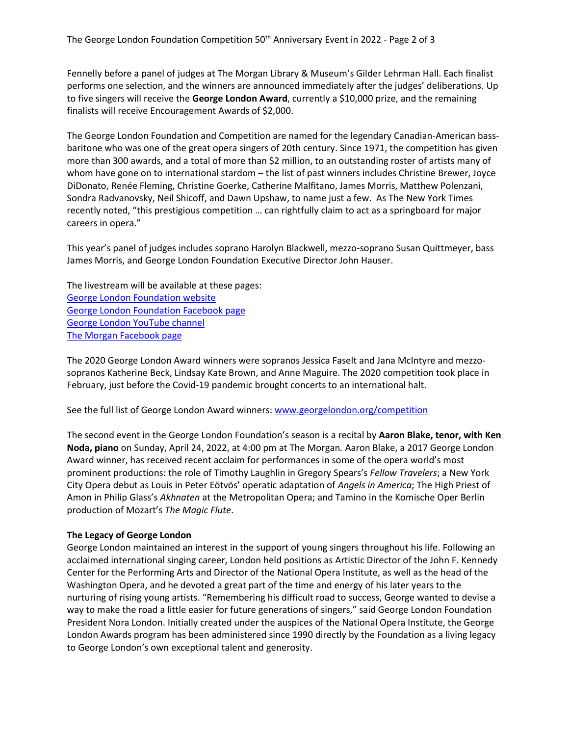Fennelly before a panel of judges at The Morgan Library & Museum's Gilder Lehrman Hall. Each finalist performs one selection, and the winners are announced immediately after the judges' deliberations. Up to five singers will receive the **George London Award**, currently a $10,000 prize, and the remaining finalists will receive Encouragement Awards of $2,000.

The George London Foundation and Competition are named for the legendary Canadian-American bass-baritone who was one of the great opera singers of 20th century. Since 1971, the competition has given more than 300 awards, and a total of more than $2 million, to an outstanding roster of artists many of whom have gone on to international stardom – the list of past winners includes Christine Brewer, Joyce DiDonato, Renée Fleming, Christine Goerke, Catherine Malfitano, James Morris, Matthew Polenzani, Sondra Radvanovsky, Neil Shicoff, and Dawn Upshaw, to name just a few. As The New York Times recently noted, "this prestigious competition … can rightfully claim to act as a springboard for major careers in opera."

This year's panel of judges includes soprano Harolyn Blackwell, mezzo-soprano Susan Quittmeyer, bass James Morris, and George London Foundation Executive Director John Hauser.

The livestream will be available at these pages:
George London Foundation website
George London Foundation Facebook page
George London YouTube channel
The Morgan Facebook page

The 2020 George London Award winners were sopranos Jessica Faselt and Jana McIntyre and mezzo-sopranos Katherine Beck, Lindsay Kate Brown, and Anne Maguire. The 2020 competition took place in February, just before the Covid-19 pandemic brought concerts to an international halt.

See the full list of George London Award winners: www.georgelondon.org/competition

The second event in the George London Foundation's season is a recital by **Aaron Blake, tenor, with Ken Noda, piano** on Sunday, April 24, 2022, at 4:00 pm at The Morgan. Aaron Blake, a 2017 George London Award winner, has received recent acclaim for performances in some of the opera world's most prominent productions: the role of Timothy Laughlin in Gregory Spears's *Fellow Travelers*; a New York City Opera debut as Louis in Peter Eötvös' operatic adaptation of *Angels in America*; The High Priest of Amon in Philip Glass's *Akhnaten* at the Metropolitan Opera; and Tamino in the Komische Oper Berlin production of Mozart's *The Magic Flute*.

**The Legacy of George London**

George London maintained an interest in the support of young singers throughout his life. Following an acclaimed international singing career, London held positions as Artistic Director of the John F. Kennedy Center for the Performing Arts and Director of the National Opera Institute, as well as the head of the Washington Opera, and he devoted a great part of the time and energy of his later years to the nurturing of rising young artists. "Remembering his difficult road to success, George wanted to devise a way to make the road a little easier for future generations of singers," said George London Foundation President Nora London. Initially created under the auspices of the National Opera Institute, the George London Awards program has been administered since 1990 directly by the Foundation as a living legacy to George London's own exceptional talent and generosity.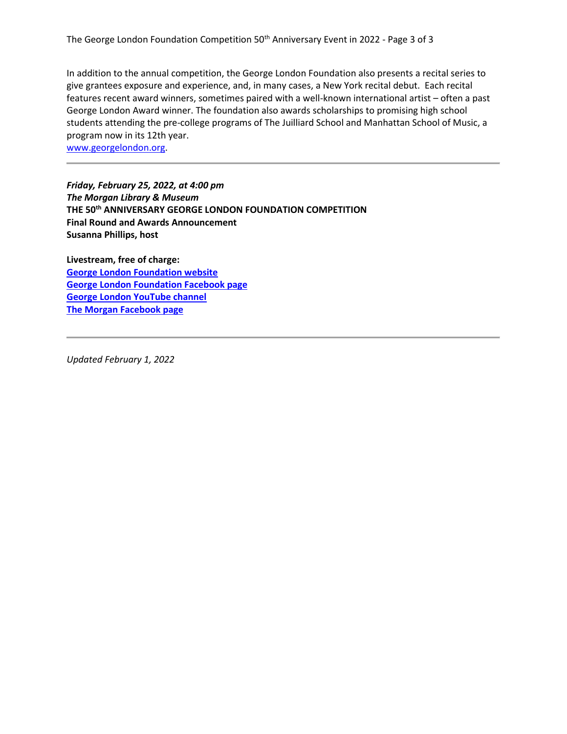In addition to the annual competition, the George London Foundation also presents a recital series to give grantees exposure and experience, and, in many cases, a New York recital debut. Each recital features recent award winners, sometimes paired with a well-known international artist – often a past George London Award winner. The foundation also awards scholarships to promising high school students attending the pre-college programs of The Juilliard School and Manhattan School of Music, a program now in its 12th year.
www.georgelondon.org.

---

***Friday, February 25, 2022, at 4:00 pm***
***The Morgan Library & Museum***
**THE 50th ANNIVERSARY GEORGE LONDON FOUNDATION COMPETITION**
**Final Round and Awards Announcement**
**Susanna Phillips, host**

**Livestream, free of charge:**
**George London Foundation website**
**George London Foundation Facebook page**
**George London YouTube channel**
**The Morgan Facebook page**

---

*Updated February 1, 2022*